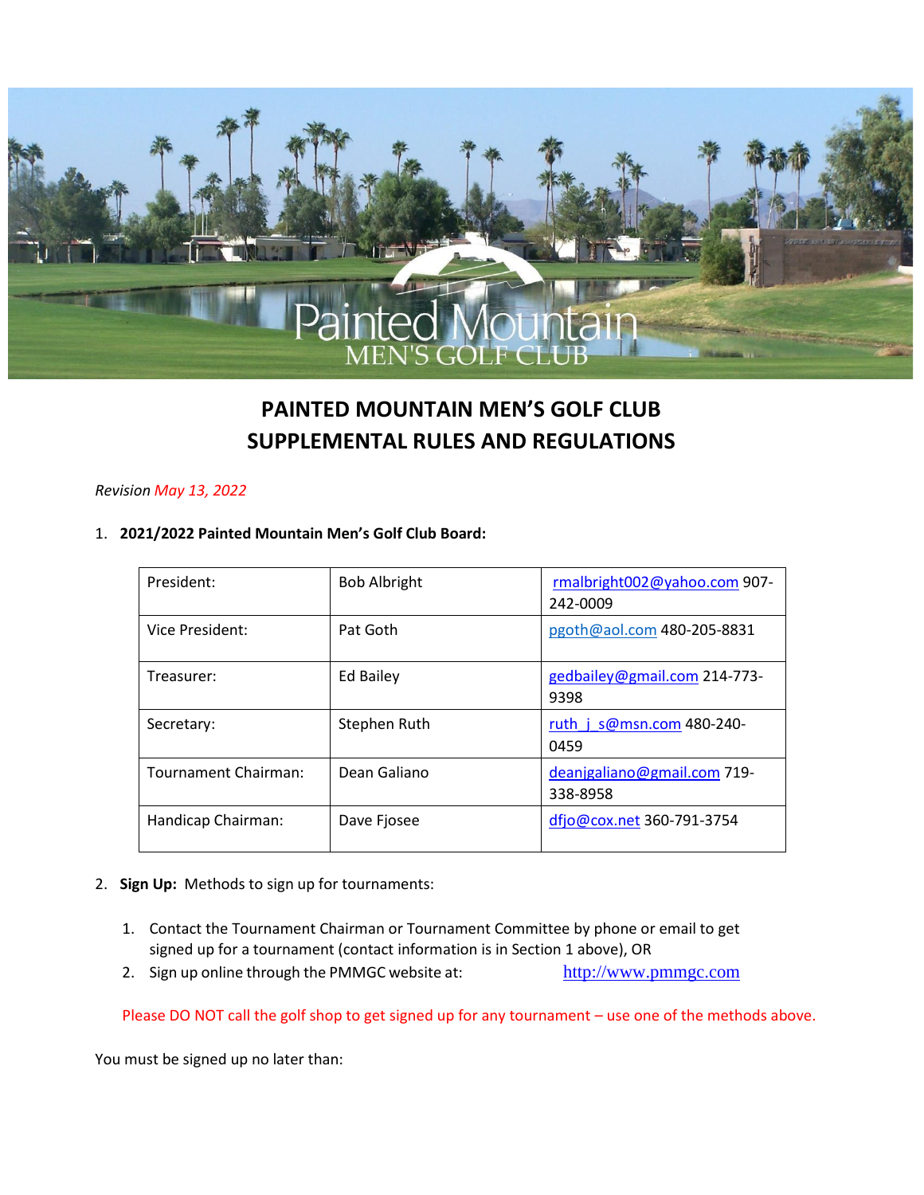# PAINTED MOUNTAIN MEN'S GOLF CLUB
# SUPPLEMENTAL RULES AND REGULATIONS

*Revision May 13, 2022*

1. **2021/2022 Painted Mountain Men's Golf Club Board:**

| | | |
|---|---|---|
| President: | Bob Albright | rmalbright002@yahoo.com 907-242-0009 |
| Vice President: | Pat Goth | pgoth@aol.com 480-205-8831 |
| Treasurer: | Ed Bailey | gedbailey@gmail.com 214-773-9398 |
| Secretary: | Stephen Ruth | ruth_j_s@msn.com 480-240-0459 |
| Tournament Chairman: | Dean Galiano | deanjgaliano@gmail.com 719-338-8958 |
| Handicap Chairman: | Dave Fjosee | dfjo@cox.net 360-791-3754 |

2. **Sign Up:** Methods to sign up for tournaments:

   1. Contact the Tournament Chairman or Tournament Committee by phone or email to get signed up for a tournament (contact information is in Section 1 above), OR
   2. Sign up online through the PMMGC website at: http://www.pmmgc.com

   Please DO NOT call the golf shop to get signed up for any tournament – use one of the methods above.

You must be signed up no later than: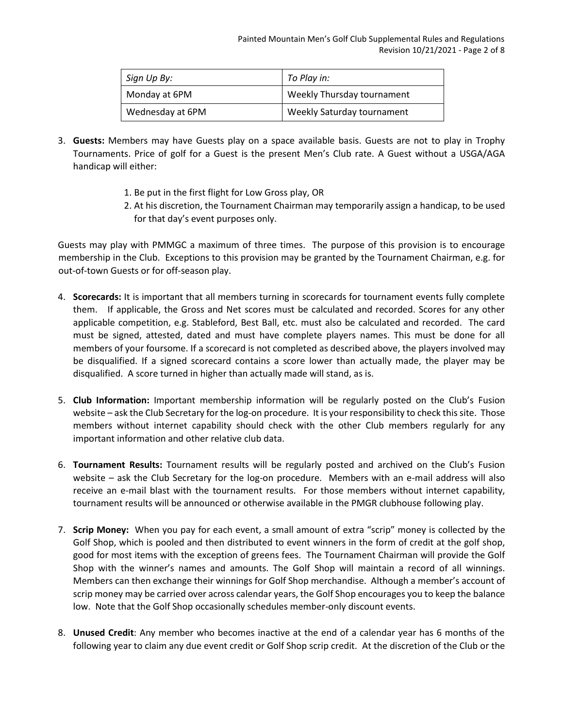| *Sign Up By:* | *To Play in:* |
|---|---|
| Monday at 6PM | Weekly Thursday tournament |
| Wednesday at 6PM | Weekly Saturday tournament |

3. **Guests:** Members may have Guests play on a space available basis. Guests are not to play in Trophy Tournaments. Price of golf for a Guest is the present Men's Club rate. A Guest without a USGA/AGA handicap will either:

    1. Be put in the first flight for Low Gross play, OR
    2. At his discretion, the Tournament Chairman may temporarily assign a handicap, to be used for that day's event purposes only.

Guests may play with PMMGC a maximum of three times. The purpose of this provision is to encourage membership in the Club. Exceptions to this provision may be granted by the Tournament Chairman, e.g. for out-of-town Guests or for off-season play.

4. **Scorecards:** It is important that all members turning in scorecards for tournament events fully complete them. If applicable, the Gross and Net scores must be calculated and recorded. Scores for any other applicable competition, e.g. Stableford, Best Ball, etc. must also be calculated and recorded. The card must be signed, attested, dated and must have complete players names. This must be done for all members of your foursome. If a scorecard is not completed as described above, the players involved may be disqualified. If a signed scorecard contains a score lower than actually made, the player may be disqualified. A score turned in higher than actually made will stand, as is.

5. **Club Information:** Important membership information will be regularly posted on the Club's Fusion website – ask the Club Secretary for the log-on procedure. It is your responsibility to check this site. Those members without internet capability should check with the other Club members regularly for any important information and other relative club data.

6. **Tournament Results:** Tournament results will be regularly posted and archived on the Club's Fusion website – ask the Club Secretary for the log-on procedure. Members with an e-mail address will also receive an e-mail blast with the tournament results. For those members without internet capability, tournament results will be announced or otherwise available in the PMGR clubhouse following play.

7. **Scrip Money:** When you pay for each event, a small amount of extra "scrip" money is collected by the Golf Shop, which is pooled and then distributed to event winners in the form of credit at the golf shop, good for most items with the exception of greens fees. The Tournament Chairman will provide the Golf Shop with the winner's names and amounts. The Golf Shop will maintain a record of all winnings. Members can then exchange their winnings for Golf Shop merchandise. Although a member's account of scrip money may be carried over across calendar years, the Golf Shop encourages you to keep the balance low. Note that the Golf Shop occasionally schedules member-only discount events.

8. **Unused Credit**: Any member who becomes inactive at the end of a calendar year has 6 months of the following year to claim any due event credit or Golf Shop scrip credit. At the discretion of the Club or the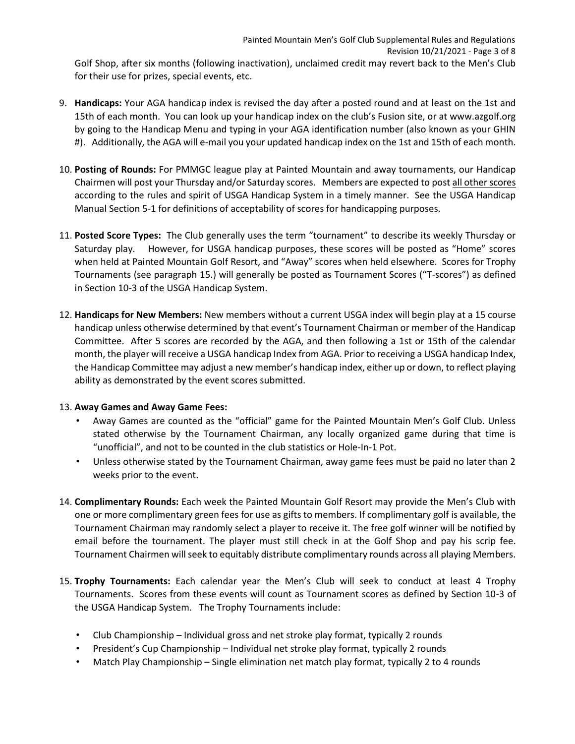Golf Shop, after six months (following inactivation), unclaimed credit may revert back to the Men's Club for their use for prizes, special events, etc.

9. **Handicaps:** Your AGA handicap index is revised the day after a posted round and at least on the 1st and 15th of each month. You can look up your handicap index on the club's Fusion site, or at www.azgolf.org by going to the Handicap Menu and typing in your AGA identification number (also known as your GHIN #). Additionally, the AGA will e-mail you your updated handicap index on the 1st and 15th of each month.

10. **Posting of Rounds:** For PMMGC league play at Painted Mountain and away tournaments, our Handicap Chairmen will post your Thursday and/or Saturday scores. Members are expected to post <u>all other scores</u> according to the rules and spirit of USGA Handicap System in a timely manner. See the USGA Handicap Manual Section 5-1 for definitions of acceptability of scores for handicapping purposes.

11. **Posted Score Types:** The Club generally uses the term "tournament" to describe its weekly Thursday or Saturday play. However, for USGA handicap purposes, these scores will be posted as "Home" scores when held at Painted Mountain Golf Resort, and "Away" scores when held elsewhere. Scores for Trophy Tournaments (see paragraph 15.) will generally be posted as Tournament Scores ("T-scores") as defined in Section 10-3 of the USGA Handicap System.

12. **Handicaps for New Members:** New members without a current USGA index will begin play at a 15 course handicap unless otherwise determined by that event's Tournament Chairman or member of the Handicap Committee. After 5 scores are recorded by the AGA, and then following a 1st or 15th of the calendar month, the player will receive a USGA handicap Index from AGA. Prior to receiving a USGA handicap Index, the Handicap Committee may adjust a new member's handicap index, either up or down, to reflect playing ability as demonstrated by the event scores submitted.

13. **Away Games and Away Game Fees:**
    - Away Games are counted as the "official" game for the Painted Mountain Men's Golf Club. Unless stated otherwise by the Tournament Chairman, any locally organized game during that time is "unofficial", and not to be counted in the club statistics or Hole-In-1 Pot.
    - Unless otherwise stated by the Tournament Chairman, away game fees must be paid no later than 2 weeks prior to the event.

14. **Complimentary Rounds:** Each week the Painted Mountain Golf Resort may provide the Men's Club with one or more complimentary green fees for use as gifts to members. If complimentary golf is available, the Tournament Chairman may randomly select a player to receive it. The free golf winner will be notified by email before the tournament. The player must still check in at the Golf Shop and pay his scrip fee. Tournament Chairmen will seek to equitably distribute complimentary rounds across all playing Members.

15. **Trophy Tournaments:** Each calendar year the Men's Club will seek to conduct at least 4 Trophy Tournaments. Scores from these events will count as Tournament scores as defined by Section 10-3 of the USGA Handicap System. The Trophy Tournaments include:

    - Club Championship – Individual gross and net stroke play format, typically 2 rounds
    - President's Cup Championship – Individual net stroke play format, typically 2 rounds
    - Match Play Championship – Single elimination net match play format, typically 2 to 4 rounds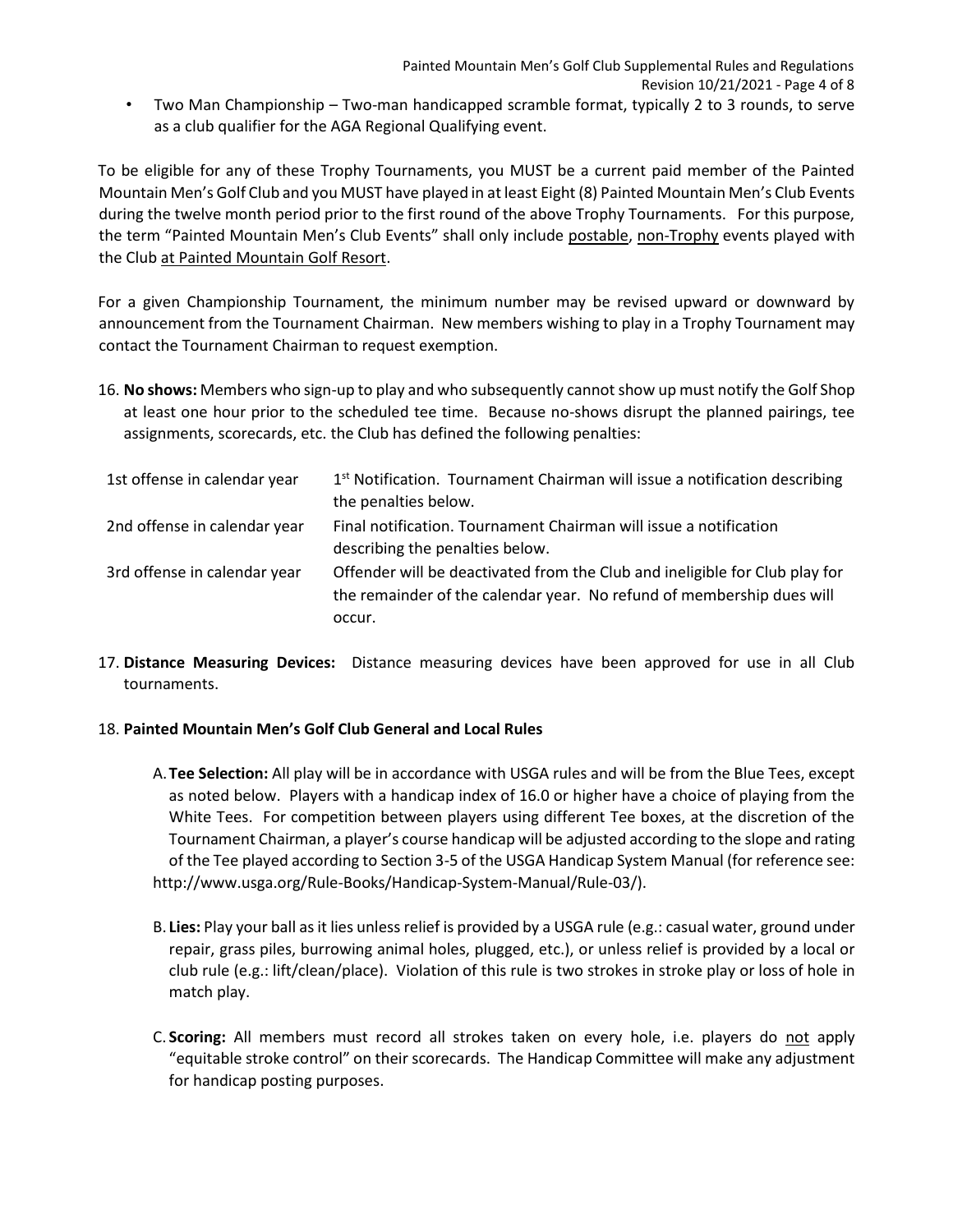- Two Man Championship – Two-man handicapped scramble format, typically 2 to 3 rounds, to serve as a club qualifier for the AGA Regional Qualifying event.

To be eligible for any of these Trophy Tournaments, you MUST be a current paid member of the Painted Mountain Men's Golf Club and you MUST have played in at least Eight (8) Painted Mountain Men's Club Events during the twelve month period prior to the first round of the above Trophy Tournaments. For this purpose, the term "Painted Mountain Men's Club Events" shall only include postable, non-Trophy events played with the Club at Painted Mountain Golf Resort.

For a given Championship Tournament, the minimum number may be revised upward or downward by announcement from the Tournament Chairman. New members wishing to play in a Trophy Tournament may contact the Tournament Chairman to request exemption.

16. **No shows:** Members who sign-up to play and who subsequently cannot show up must notify the Golf Shop at least one hour prior to the scheduled tee time. Because no-shows disrupt the planned pairings, tee assignments, scorecards, etc. the Club has defined the following penalties:

| | |
|---|---|
| 1st offense in calendar year | 1st Notification. Tournament Chairman will issue a notification describing the penalties below. |
| 2nd offense in calendar year | Final notification. Tournament Chairman will issue a notification describing the penalties below. |
| 3rd offense in calendar year | Offender will be deactivated from the Club and ineligible for Club play for the remainder of the calendar year. No refund of membership dues will occur. |

17. **Distance Measuring Devices:** Distance measuring devices have been approved for use in all Club tournaments.

18. **Painted Mountain Men's Golf Club General and Local Rules**

    A. **Tee Selection:** All play will be in accordance with USGA rules and will be from the Blue Tees, except as noted below. Players with a handicap index of 16.0 or higher have a choice of playing from the White Tees. For competition between players using different Tee boxes, at the discretion of the Tournament Chairman, a player's course handicap will be adjusted according to the slope and rating of the Tee played according to Section 3-5 of the USGA Handicap System Manual (for reference see: http://www.usga.org/Rule-Books/Handicap-System-Manual/Rule-03/).

    B. **Lies:** Play your ball as it lies unless relief is provided by a USGA rule (e.g.: casual water, ground under repair, grass piles, burrowing animal holes, plugged, etc.), or unless relief is provided by a local or club rule (e.g.: lift/clean/place). Violation of this rule is two strokes in stroke play or loss of hole in match play.

    C. **Scoring:** All members must record all strokes taken on every hole, i.e. players do not apply "equitable stroke control" on their scorecards. The Handicap Committee will make any adjustment for handicap posting purposes.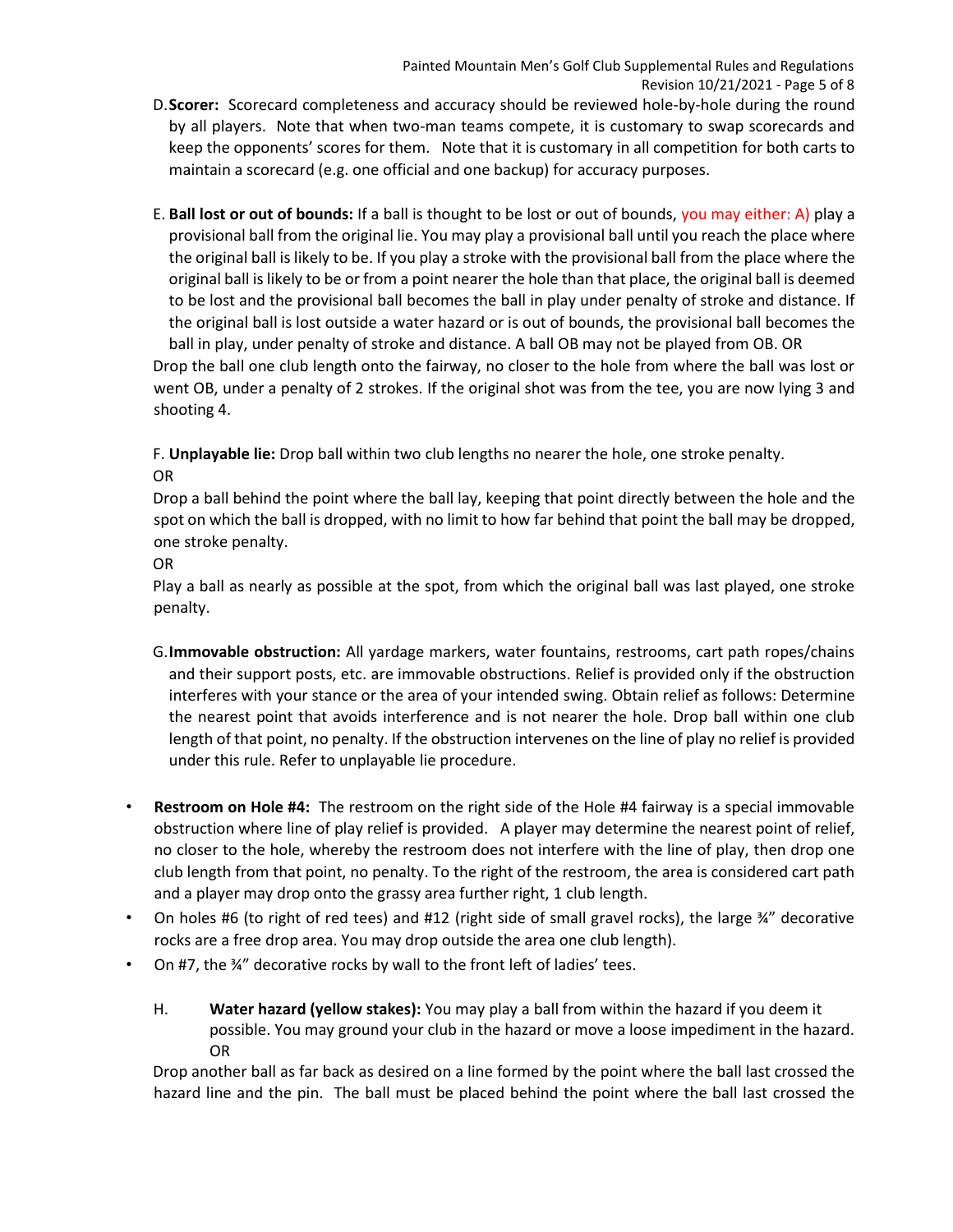D. **Scorer:** Scorecard completeness and accuracy should be reviewed hole-by-hole during the round by all players. Note that when two-man teams compete, it is customary to swap scorecards and keep the opponents' scores for them. Note that it is customary in all competition for both carts to maintain a scorecard (e.g. one official and one backup) for accuracy purposes.

E. **Ball lost or out of bounds:** If a ball is thought to be lost or out of bounds, you may either: A) play a provisional ball from the original lie. You may play a provisional ball until you reach the place where the original ball is likely to be. If you play a stroke with the provisional ball from the place where the original ball is likely to be or from a point nearer the hole than that place, the original ball is deemed to be lost and the provisional ball becomes the ball in play under penalty of stroke and distance. If the original ball is lost outside a water hazard or is out of bounds, the provisional ball becomes the ball in play, under penalty of stroke and distance. A ball OB may not be played from OB. OR
Drop the ball one club length onto the fairway, no closer to the hole from where the ball was lost or went OB, under a penalty of 2 strokes. If the original shot was from the tee, you are now lying 3 and shooting 4.

F. **Unplayable lie:** Drop ball within two club lengths no nearer the hole, one stroke penalty.
OR
Drop a ball behind the point where the ball lay, keeping that point directly between the hole and the spot on which the ball is dropped, with no limit to how far behind that point the ball may be dropped, one stroke penalty.
OR
Play a ball as nearly as possible at the spot, from which the original ball was last played, one stroke penalty.

G. **Immovable obstruction:** All yardage markers, water fountains, restrooms, cart path ropes/chains and their support posts, etc. are immovable obstructions. Relief is provided only if the obstruction interferes with your stance or the area of your intended swing. Obtain relief as follows: Determine the nearest point that avoids interference and is not nearer the hole. Drop ball within one club length of that point, no penalty. If the obstruction intervenes on the line of play no relief is provided under this rule. Refer to unplayable lie procedure.

- **Restroom on Hole #4:** The restroom on the right side of the Hole #4 fairway is a special immovable obstruction where line of play relief is provided. A player may determine the nearest point of relief, no closer to the hole, whereby the restroom does not interfere with the line of play, then drop one club length from that point, no penalty. To the right of the restroom, the area is considered cart path and a player may drop onto the grassy area further right, 1 club length.
- On holes #6 (to right of red tees) and #12 (right side of small gravel rocks), the large ¾" decorative rocks are a free drop area. You may drop outside the area one club length).
- On #7, the ¾" decorative rocks by wall to the front left of ladies' tees.

H. **Water hazard (yellow stakes):** You may play a ball from within the hazard if you deem it possible. You may ground your club in the hazard or move a loose impediment in the hazard.
OR
Drop another ball as far back as desired on a line formed by the point where the ball last crossed the hazard line and the pin. The ball must be placed behind the point where the ball last crossed the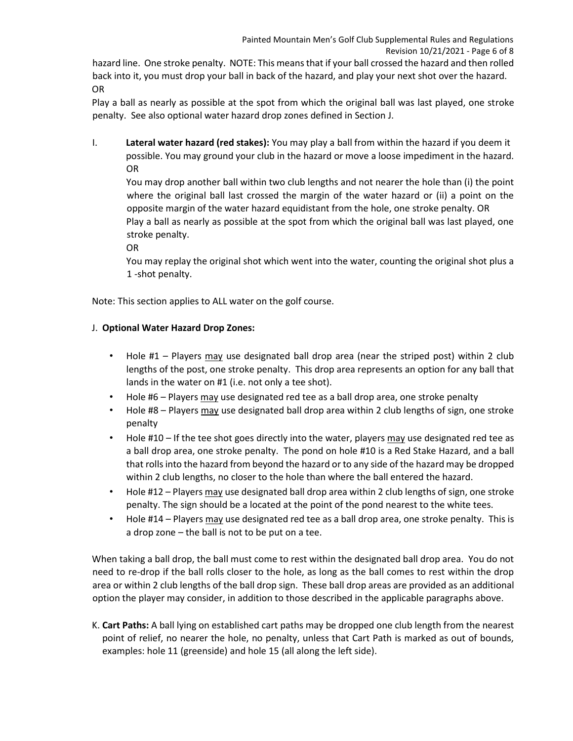hazard line. One stroke penalty. NOTE: This means that if your ball crossed the hazard and then rolled back into it, you must drop your ball in back of the hazard, and play your next shot over the hazard. OR

Play a ball as nearly as possible at the spot from which the original ball was last played, one stroke penalty. See also optional water hazard drop zones defined in Section J.

I. **Lateral water hazard (red stakes):** You may play a ball from within the hazard if you deem it possible. You may ground your club in the hazard or move a loose impediment in the hazard. OR

   You may drop another ball within two club lengths and not nearer the hole than (i) the point where the original ball last crossed the margin of the water hazard or (ii) a point on the opposite margin of the water hazard equidistant from the hole, one stroke penalty. OR

   Play a ball as nearly as possible at the spot from which the original ball was last played, one stroke penalty.

   OR

   You may replay the original shot which went into the water, counting the original shot plus a 1 -shot penalty.

Note: This section applies to ALL water on the golf course.

J. **Optional Water Hazard Drop Zones:**

- Hole #1 – Players may use designated ball drop area (near the striped post) within 2 club lengths of the post, one stroke penalty. This drop area represents an option for any ball that lands in the water on #1 (i.e. not only a tee shot).
- Hole #6 – Players may use designated red tee as a ball drop area, one stroke penalty
- Hole #8 – Players may use designated ball drop area within 2 club lengths of sign, one stroke penalty
- Hole #10 – If the tee shot goes directly into the water, players may use designated red tee as a ball drop area, one stroke penalty. The pond on hole #10 is a Red Stake Hazard, and a ball that rolls into the hazard from beyond the hazard or to any side of the hazard may be dropped within 2 club lengths, no closer to the hole than where the ball entered the hazard.
- Hole #12 – Players may use designated ball drop area within 2 club lengths of sign, one stroke penalty. The sign should be a located at the point of the pond nearest to the white tees.
- Hole #14 – Players may use designated red tee as a ball drop area, one stroke penalty. This is a drop zone – the ball is not to be put on a tee.

When taking a ball drop, the ball must come to rest within the designated ball drop area. You do not need to re-drop if the ball rolls closer to the hole, as long as the ball comes to rest within the drop area or within 2 club lengths of the ball drop sign. These ball drop areas are provided as an additional option the player may consider, in addition to those described in the applicable paragraphs above.

K. **Cart Paths:** A ball lying on established cart paths may be dropped one club length from the nearest point of relief, no nearer the hole, no penalty, unless that Cart Path is marked as out of bounds, examples: hole 11 (greenside) and hole 15 (all along the left side).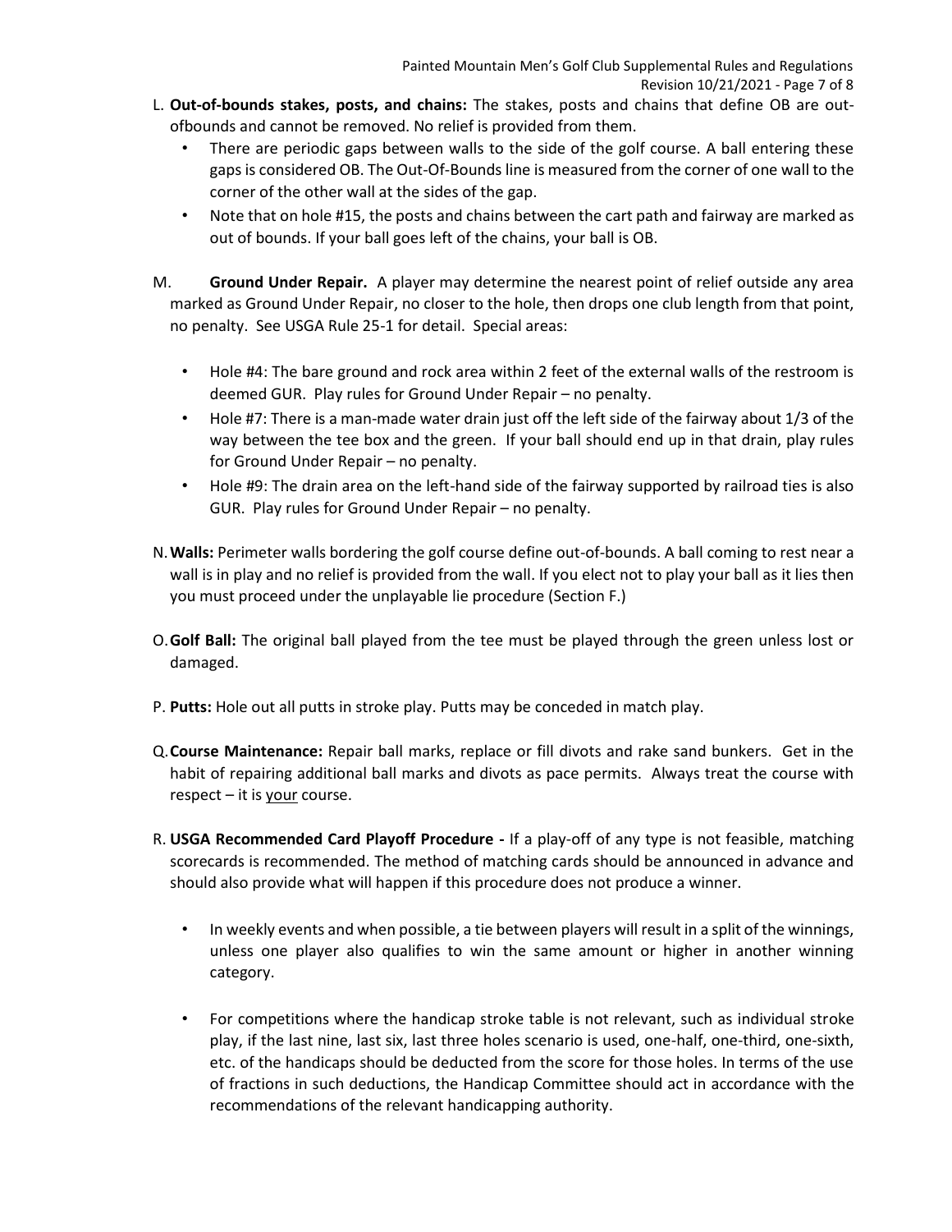L. **Out-of-bounds stakes, posts, and chains:** The stakes, posts and chains that define OB are out-ofbounds and cannot be removed. No relief is provided from them.
   - There are periodic gaps between walls to the side of the golf course. A ball entering these gaps is considered OB. The Out-Of-Bounds line is measured from the corner of one wall to the corner of the other wall at the sides of the gap.
   - Note that on hole #15, the posts and chains between the cart path and fairway are marked as out of bounds. If your ball goes left of the chains, your ball is OB.

M. **Ground Under Repair.** A player may determine the nearest point of relief outside any area marked as Ground Under Repair, no closer to the hole, then drops one club length from that point, no penalty. See USGA Rule 25-1 for detail. Special areas:
   - Hole #4: The bare ground and rock area within 2 feet of the external walls of the restroom is deemed GUR. Play rules for Ground Under Repair – no penalty.
   - Hole #7: There is a man-made water drain just off the left side of the fairway about 1/3 of the way between the tee box and the green. If your ball should end up in that drain, play rules for Ground Under Repair – no penalty.
   - Hole #9: The drain area on the left-hand side of the fairway supported by railroad ties is also GUR. Play rules for Ground Under Repair – no penalty.

N. **Walls:** Perimeter walls bordering the golf course define out-of-bounds. A ball coming to rest near a wall is in play and no relief is provided from the wall. If you elect not to play your ball as it lies then you must proceed under the unplayable lie procedure (Section F.)

O. **Golf Ball:** The original ball played from the tee must be played through the green unless lost or damaged.

P. **Putts:** Hole out all putts in stroke play. Putts may be conceded in match play.

Q. **Course Maintenance:** Repair ball marks, replace or fill divots and rake sand bunkers. Get in the habit of repairing additional ball marks and divots as pace permits. Always treat the course with respect – it is <u>your</u> course.

R. **USGA Recommended Card Playoff Procedure -** If a play-off of any type is not feasible, matching scorecards is recommended. The method of matching cards should be announced in advance and should also provide what will happen if this procedure does not produce a winner.
   - In weekly events and when possible, a tie between players will result in a split of the winnings, unless one player also qualifies to win the same amount or higher in another winning category.
   - For competitions where the handicap stroke table is not relevant, such as individual stroke play, if the last nine, last six, last three holes scenario is used, one-half, one-third, one-sixth, etc. of the handicaps should be deducted from the score for those holes. In terms of the use of fractions in such deductions, the Handicap Committee should act in accordance with the recommendations of the relevant handicapping authority.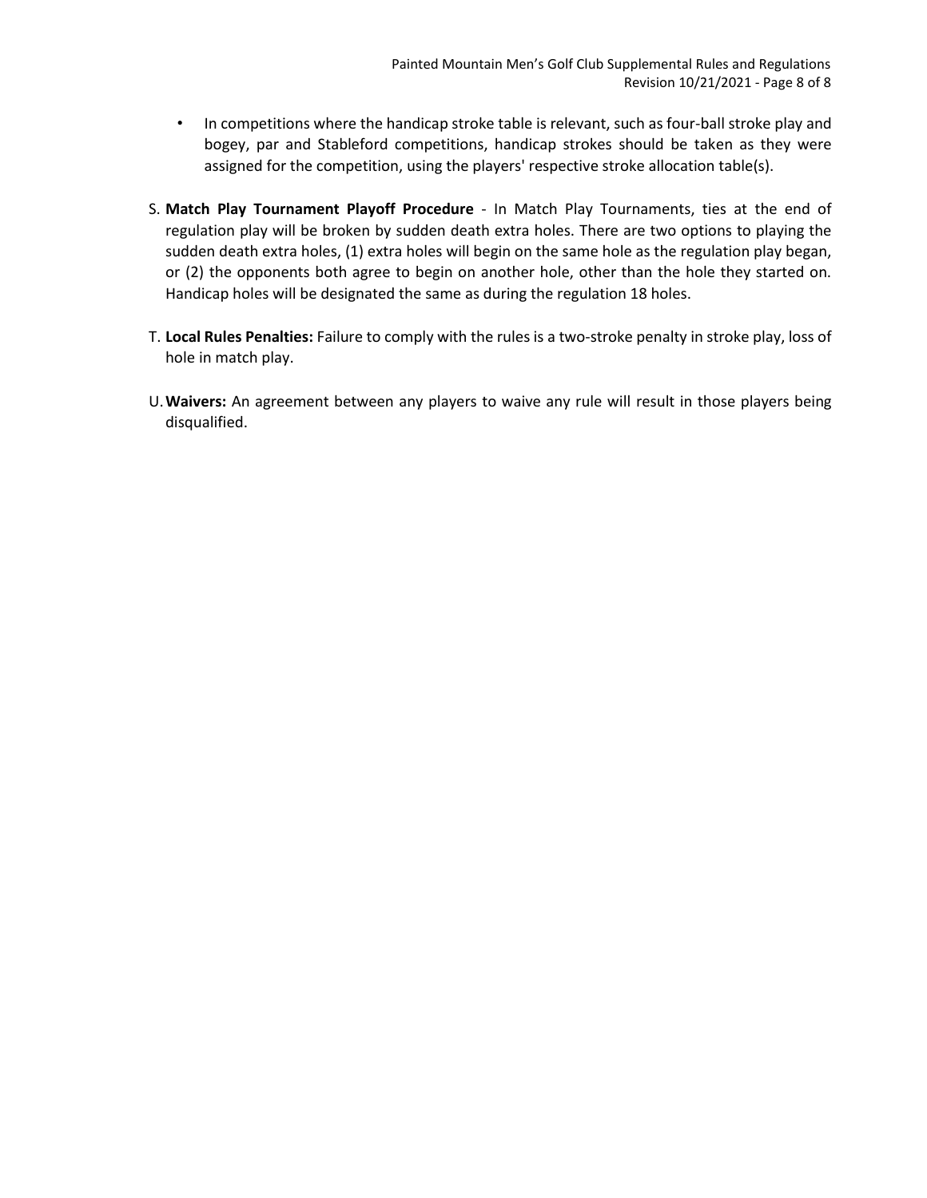- In competitions where the handicap stroke table is relevant, such as four-ball stroke play and bogey, par and Stableford competitions, handicap strokes should be taken as they were assigned for the competition, using the players' respective stroke allocation table(s).

S. **Match Play Tournament Playoff Procedure** - In Match Play Tournaments, ties at the end of regulation play will be broken by sudden death extra holes. There are two options to playing the sudden death extra holes, (1) extra holes will begin on the same hole as the regulation play began, or (2) the opponents both agree to begin on another hole, other than the hole they started on. Handicap holes will be designated the same as during the regulation 18 holes.

T. **Local Rules Penalties:** Failure to comply with the rules is a two-stroke penalty in stroke play, loss of hole in match play.

U. **Waivers:** An agreement between any players to waive any rule will result in those players being disqualified.